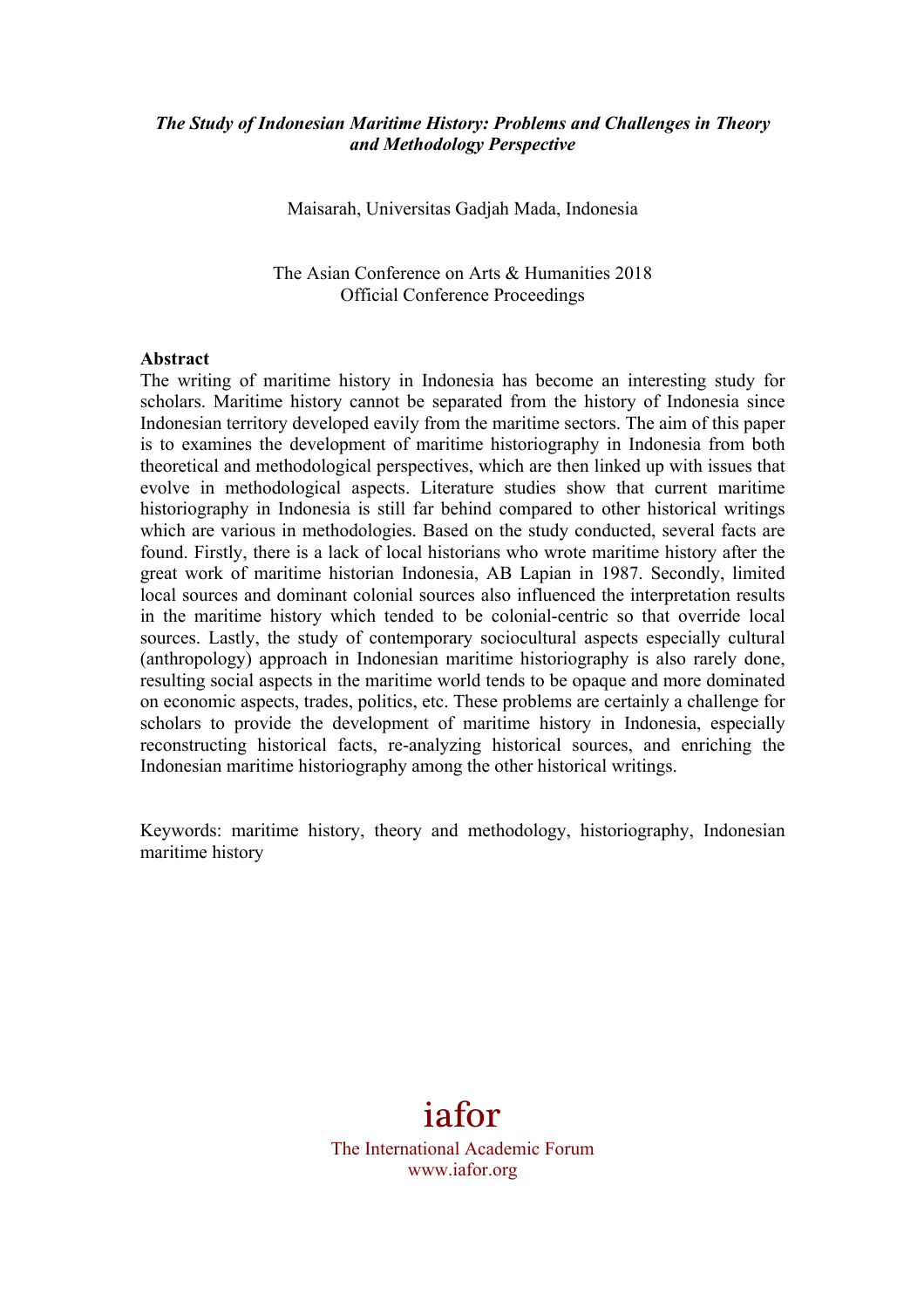***The Study of Indonesian Maritime History: Problems and Challenges in Theory and Methodology Perspective***

Maisarah, Universitas Gadjah Mada, Indonesia

The Asian Conference on Arts & Humanities 2018
Official Conference Proceedings

**Abstract**

The writing of maritime history in Indonesia has become an interesting study for scholars. Maritime history cannot be separated from the history of Indonesia since Indonesian territory developed eavily from the maritime sectors. The aim of this paper is to examines the development of maritime historiography in Indonesia from both theoretical and methodological perspectives, which are then linked up with issues that evolve in methodological aspects. Literature studies show that current maritime historiography in Indonesia is still far behind compared to other historical writings which are various in methodologies. Based on the study conducted, several facts are found. Firstly, there is a lack of local historians who wrote maritime history after the great work of maritime historian Indonesia, AB Lapian in 1987. Secondly, limited local sources and dominant colonial sources also influenced the interpretation results in the maritime history which tended to be colonial-centric so that override local sources. Lastly, the study of contemporary sociocultural aspects especially cultural (anthropology) approach in Indonesian maritime historiography is also rarely done, resulting social aspects in the maritime world tends to be opaque and more dominated on economic aspects, trades, politics, etc. These problems are certainly a challenge for scholars to provide the development of maritime history in Indonesia, especially reconstructing historical facts, re-analyzing historical sources, and enriching the Indonesian maritime historiography among the other historical writings.

Keywords: maritime history, theory and methodology, historiography, Indonesian maritime history

iafor
The International Academic Forum
www.iafor.org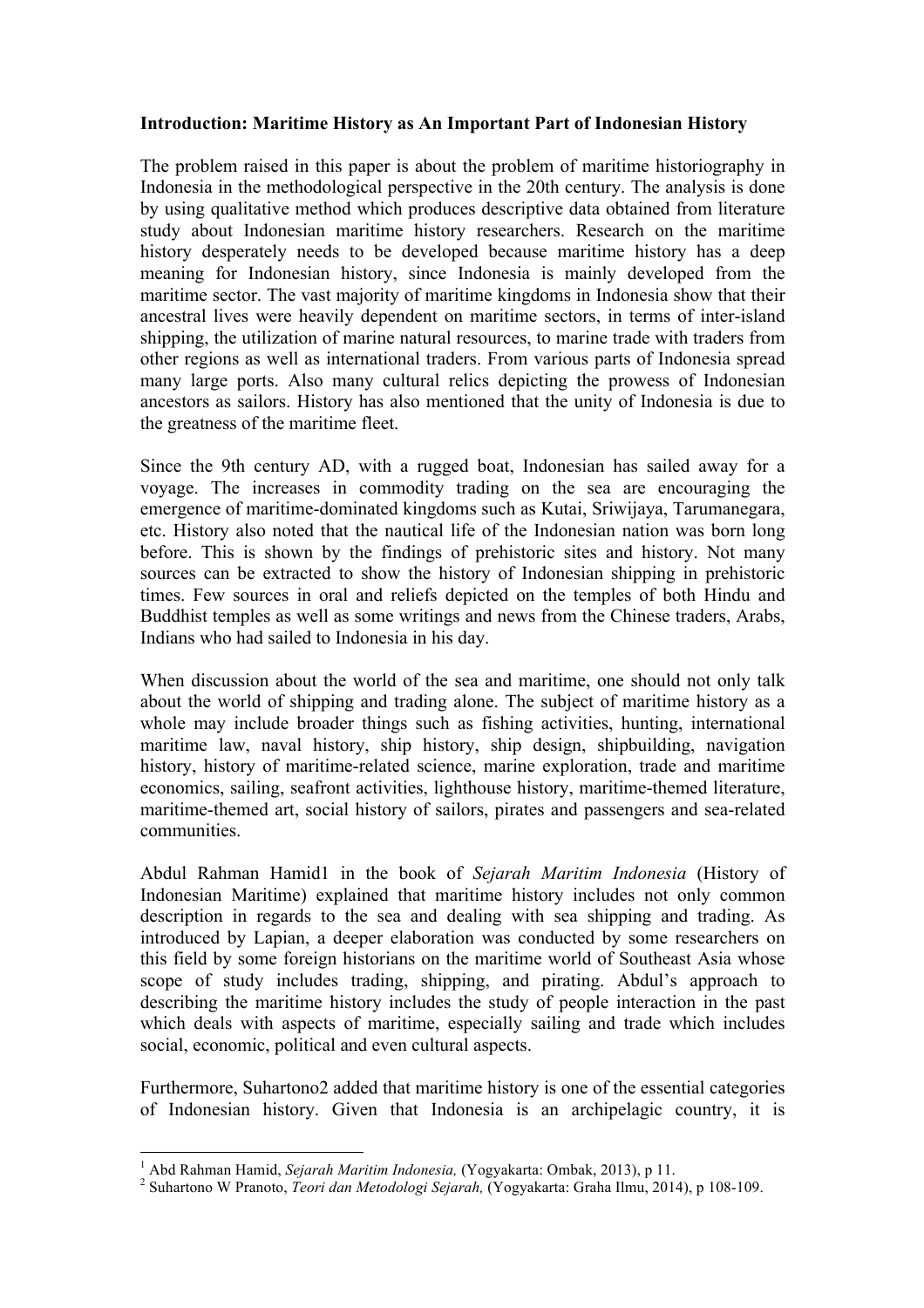**Introduction: Maritime History as An Important Part of Indonesian History**

The problem raised in this paper is about the problem of maritime historiography in Indonesia in the methodological perspective in the 20th century. The analysis is done by using qualitative method which produces descriptive data obtained from literature study about Indonesian maritime history researchers. Research on the maritime history desperately needs to be developed because maritime history has a deep meaning for Indonesian history, since Indonesia is mainly developed from the maritime sector. The vast majority of maritime kingdoms in Indonesia show that their ancestral lives were heavily dependent on maritime sectors, in terms of inter-island shipping, the utilization of marine natural resources, to marine trade with traders from other regions as well as international traders. From various parts of Indonesia spread many large ports. Also many cultural relics depicting the prowess of Indonesian ancestors as sailors. History has also mentioned that the unity of Indonesia is due to the greatness of the maritime fleet.

Since the 9th century AD, with a rugged boat, Indonesian has sailed away for a voyage. The increases in commodity trading on the sea are encouraging the emergence of maritime-dominated kingdoms such as Kutai, Sriwijaya, Tarumanegara, etc. History also noted that the nautical life of the Indonesian nation was born long before. This is shown by the findings of prehistoric sites and history. Not many sources can be extracted to show the history of Indonesian shipping in prehistoric times. Few sources in oral and reliefs depicted on the temples of both Hindu and Buddhist temples as well as some writings and news from the Chinese traders, Arabs, Indians who had sailed to Indonesia in his day.

When discussion about the world of the sea and maritime, one should not only talk about the world of shipping and trading alone. The subject of maritime history as a whole may include broader things such as fishing activities, hunting, international maritime law, naval history, ship history, ship design, shipbuilding, navigation history, history of maritime-related science, marine exploration, trade and maritime economics, sailing, seafront activities, lighthouse history, maritime-themed literature, maritime-themed art, social history of sailors, pirates and passengers and sea-related communities.

Abdul Rahman Hamid[1] in the book of *Sejarah Maritim Indonesia* (History of Indonesian Maritime) explained that maritime history includes not only common description in regards to the sea and dealing with sea shipping and trading. As introduced by Lapian, a deeper elaboration was conducted by some researchers on this field by some foreign historians on the maritime world of Southeast Asia whose scope of study includes trading, shipping, and pirating. Abdul's approach to describing the maritime history includes the study of people interaction in the past which deals with aspects of maritime, especially sailing and trade which includes social, economic, political and even cultural aspects.

Furthermore, Suhartono[2] added that maritime history is one of the essential categories of Indonesian history. Given that Indonesia is an archipelagic country, it is

---

[1] Abd Rahman Hamid, *Sejarah Maritim Indonesia,* (Yogyakarta: Ombak, 2013), p 11.

[2] Suhartono W Pranoto, *Teori dan Metodologi Sejarah,* (Yogyakarta: Graha Ilmu, 2014), p 108-109.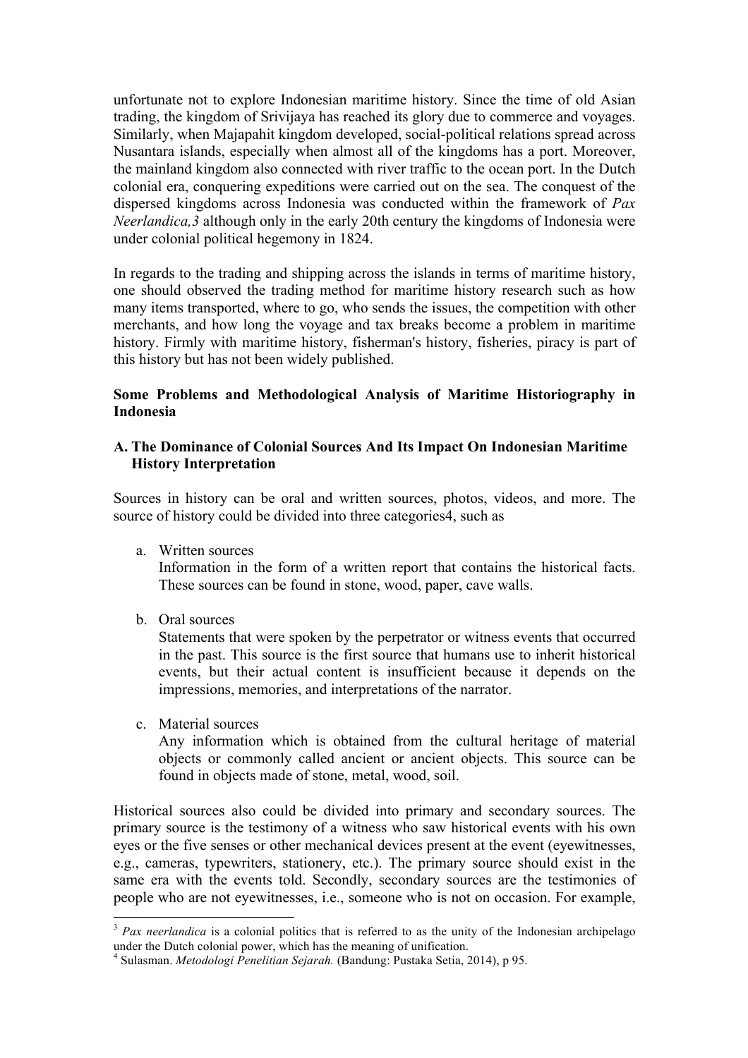unfortunate not to explore Indonesian maritime history. Since the time of old Asian trading, the kingdom of Srivijaya has reached its glory due to commerce and voyages. Similarly, when Majapahit kingdom developed, social-political relations spread across Nusantara islands, especially when almost all of the kingdoms has a port. Moreover, the mainland kingdom also connected with river traffic to the ocean port. In the Dutch colonial era, conquering expeditions were carried out on the sea. The conquest of the dispersed kingdoms across Indonesia was conducted within the framework of *Pax Neerlandica,3* although only in the early 20th century the kingdoms of Indonesia were under colonial political hegemony in 1824.

In regards to the trading and shipping across the islands in terms of maritime history, one should observed the trading method for maritime history research such as how many items transported, where to go, who sends the issues, the competition with other merchants, and how long the voyage and tax breaks become a problem in maritime history. Firmly with maritime history, fisherman's history, fisheries, piracy is part of this history but has not been widely published.

## Some Problems and Methodological Analysis of Maritime Historiography in Indonesia

### A. The Dominance of Colonial Sources And Its Impact On Indonesian Maritime History Interpretation

Sources in history can be oral and written sources, photos, videos, and more. The source of history could be divided into three categories4, such as

a. Written sources
   Information in the form of a written report that contains the historical facts. These sources can be found in stone, wood, paper, cave walls.

b. Oral sources
   Statements that were spoken by the perpetrator or witness events that occurred in the past. This source is the first source that humans use to inherit historical events, but their actual content is insufficient because it depends on the impressions, memories, and interpretations of the narrator.

c. Material sources
   Any information which is obtained from the cultural heritage of material objects or commonly called ancient or ancient objects. This source can be found in objects made of stone, metal, wood, soil.

Historical sources also could be divided into primary and secondary sources. The primary source is the testimony of a witness who saw historical events with his own eyes or the five senses or other mechanical devices present at the event (eyewitnesses, e.g., cameras, typewriters, stationery, etc.). The primary source should exist in the same era with the events told. Secondly, secondary sources are the testimonies of people who are not eyewitnesses, i.e., someone who is not on occasion. For example,

---

[3] *Pax neerlandica* is a colonial politics that is referred to as the unity of the Indonesian archipelago under the Dutch colonial power, which has the meaning of unification.

[4] Sulasman. *Metodologi Penelitian Sejarah.* (Bandung: Pustaka Setia, 2014), p 95.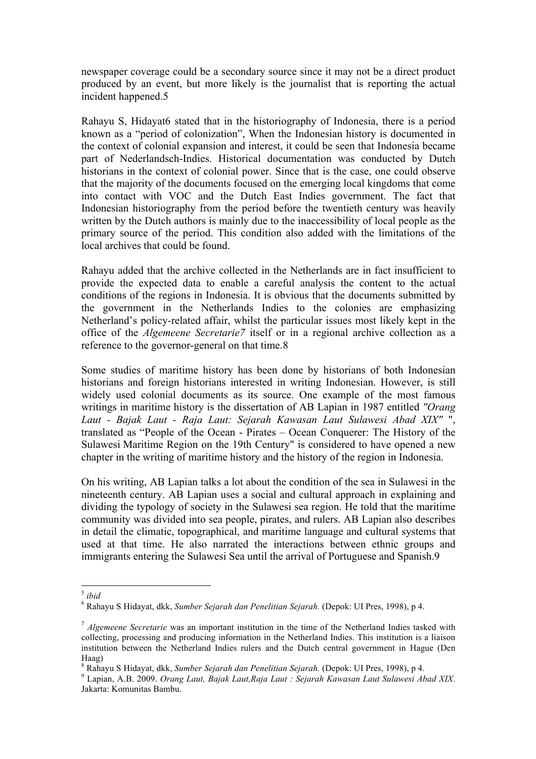newspaper coverage could be a secondary source since it may not be a direct product produced by an event, but more likely is the journalist that is reporting the actual incident happened.[5]

Rahayu S, Hidayat[6] stated that in the historiography of Indonesia, there is a period known as a "period of colonization", When the Indonesian history is documented in the context of colonial expansion and interest, it could be seen that Indonesia became part of Nederlandsch-Indies. Historical documentation was conducted by Dutch historians in the context of colonial power. Since that is the case, one could observe that the majority of the documents focused on the emerging local kingdoms that come into contact with VOC and the Dutch East Indies government. The fact that Indonesian historiography from the period before the twentieth century was heavily written by the Dutch authors is mainly due to the inaccessibility of local people as the primary source of the period. This condition also added with the limitations of the local archives that could be found.

Rahayu added that the archive collected in the Netherlands are in fact insufficient to provide the expected data to enable a careful analysis the content to the actual conditions of the regions in Indonesia. It is obvious that the documents submitted by the government in the Netherlands Indies to the colonies are emphasizing Netherland's policy-related affair, whilst the particular issues most likely kept in the office of the *Algemeene Secretarie*[7] itself or in a regional archive collection as a reference to the governor-general on that time.[8]

Some studies of maritime history has been done by historians of both Indonesian historians and foreign historians interested in writing Indonesian. However, is still widely used colonial documents as its source. One example of the most famous writings in maritime history is the dissertation of AB Lapian in 1987 entitled *"Orang Laut - Bajak Laut - Raja Laut: Sejarah Kawasan Laut Sulawesi Abad XIX"* ", translated as "People of the Ocean - Pirates – Ocean Conquerer: The History of the Sulawesi Maritime Region on the 19th Century" is considered to have opened a new chapter in the writing of maritime history and the history of the region in Indonesia.

On his writing, AB Lapian talks a lot about the condition of the sea in Sulawesi in the nineteenth century. AB Lapian uses a social and cultural approach in explaining and dividing the typology of society in the Sulawesi sea region. He told that the maritime community was divided into sea people, pirates, and rulers. AB Lapian also describes in detail the climatic, topographical, and maritime language and cultural systems that used at that time. He also narrated the interactions between ethnic groups and immigrants entering the Sulawesi Sea until the arrival of Portuguese and Spanish.[9]

---

[5] *ibid*

[6] Rahayu S Hidayat, dkk, *Sumber Sejarah dan Penelitian Sejarah.* (Depok: UI Pres, 1998), p 4.

[7] *Algemeene Secretarie* was an important institution in the time of the Netherland Indies tasked with collecting, processing and producing information in the Netherland Indies. This institution is a liaison institution between the Netherland Indies rulers and the Dutch central government in Hague (Den Haag)

[8] Rahayu S Hidayat, dkk, *Sumber Sejarah dan Penelitian Sejarah.* (Depok: UI Pres, 1998), p 4.

[9] Lapian, A.B. 2009. *Orang Laut, Bajak Laut,Raja Laut : Sejarah Kawasan Laut Sulawesi Abad XIX.* Jakarta: Komunitas Bambu.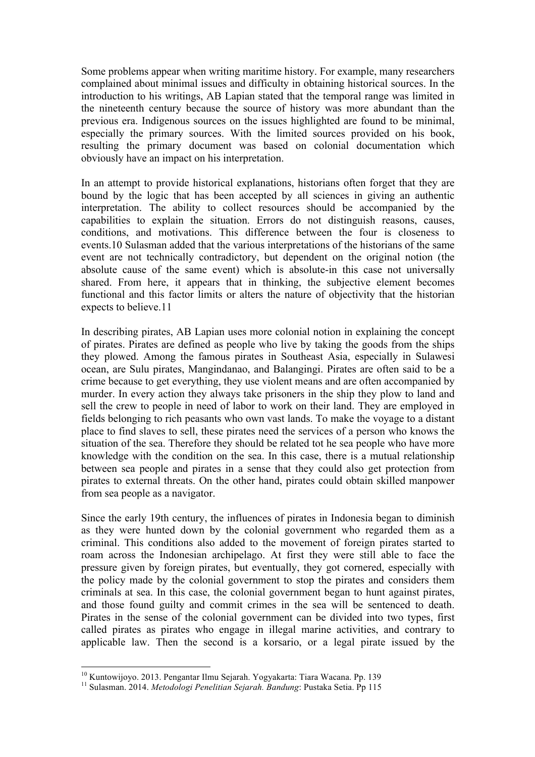Some problems appear when writing maritime history. For example, many researchers complained about minimal issues and difficulty in obtaining historical sources. In the introduction to his writings, AB Lapian stated that the temporal range was limited in the nineteenth century because the source of history was more abundant than the previous era. Indigenous sources on the issues highlighted are found to be minimal, especially the primary sources. With the limited sources provided on his book, resulting the primary document was based on colonial documentation which obviously have an impact on his interpretation.

In an attempt to provide historical explanations, historians often forget that they are bound by the logic that has been accepted by all sciences in giving an authentic interpretation. The ability to collect resources should be accompanied by the capabilities to explain the situation. Errors do not distinguish reasons, causes, conditions, and motivations. This difference between the four is closeness to events.10 Sulasman added that the various interpretations of the historians of the same event are not technically contradictory, but dependent on the original notion (the absolute cause of the same event) which is absolute-in this case not universally shared. From here, it appears that in thinking, the subjective element becomes functional and this factor limits or alters the nature of objectivity that the historian expects to believe.11

In describing pirates, AB Lapian uses more colonial notion in explaining the concept of pirates. Pirates are defined as people who live by taking the goods from the ships they plowed. Among the famous pirates in Southeast Asia, especially in Sulawesi ocean, are Sulu pirates, Mangindanao, and Balangingi. Pirates are often said to be a crime because to get everything, they use violent means and are often accompanied by murder. In every action they always take prisoners in the ship they plow to land and sell the crew to people in need of labor to work on their land. They are employed in fields belonging to rich peasants who own vast lands. To make the voyage to a distant place to find slaves to sell, these pirates need the services of a person who knows the situation of the sea. Therefore they should be related tot he sea people who have more knowledge with the condition on the sea. In this case, there is a mutual relationship between sea people and pirates in a sense that they could also get protection from pirates to external threats. On the other hand, pirates could obtain skilled manpower from sea people as a navigator.

Since the early 19th century, the influences of pirates in Indonesia began to diminish as they were hunted down by the colonial government who regarded them as a criminal. This conditions also added to the movement of foreign pirates started to roam across the Indonesian archipelago. At first they were still able to face the pressure given by foreign pirates, but eventually, they got cornered, especially with the policy made by the colonial government to stop the pirates and considers them criminals at sea. In this case, the colonial government began to hunt against pirates, and those found guilty and commit crimes in the sea will be sentenced to death. Pirates in the sense of the colonial government can be divided into two types, first called pirates as pirates who engage in illegal marine activities, and contrary to applicable law. Then the second is a korsario, or a legal pirate issued by the

---

[10] Kuntowijoyo. 2013. Pengantar Ilmu Sejarah. Yogyakarta: Tiara Wacana. Pp. 139

[11] Sulasman. 2014. *Metodologi Penelitian Sejarah. Bandung*: Pustaka Setia. Pp 115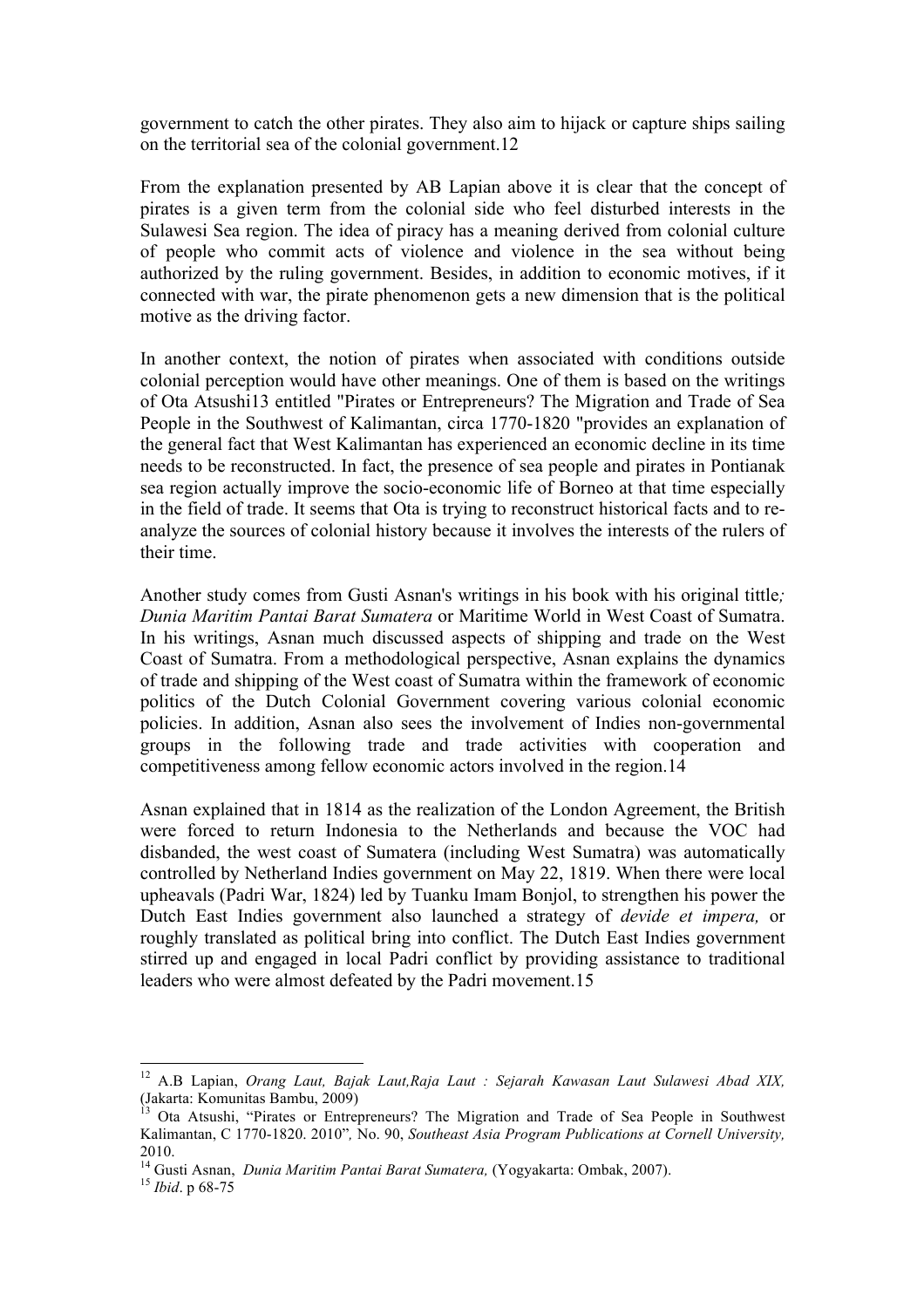government to catch the other pirates. They also aim to hijack or capture ships sailing on the territorial sea of the colonial government.[12]

From the explanation presented by AB Lapian above it is clear that the concept of pirates is a given term from the colonial side who feel disturbed interests in the Sulawesi Sea region. The idea of piracy has a meaning derived from colonial culture of people who commit acts of violence and violence in the sea without being authorized by the ruling government. Besides, in addition to economic motives, if it connected with war, the pirate phenomenon gets a new dimension that is the political motive as the driving factor.

In another context, the notion of pirates when associated with conditions outside colonial perception would have other meanings. One of them is based on the writings of Ota Atsushi[13] entitled "Pirates or Entrepreneurs? The Migration and Trade of Sea People in the Southwest of Kalimantan, circa 1770-1820 "provides an explanation of the general fact that West Kalimantan has experienced an economic decline in its time needs to be reconstructed. In fact, the presence of sea people and pirates in Pontianak sea region actually improve the socio-economic life of Borneo at that time especially in the field of trade. It seems that Ota is trying to reconstruct historical facts and to re-analyze the sources of colonial history because it involves the interests of the rulers of their time.

Another study comes from Gusti Asnan's writings in his book with his original tittle*; Dunia Maritim Pantai Barat Sumatera* or Maritime World in West Coast of Sumatra. In his writings, Asnan much discussed aspects of shipping and trade on the West Coast of Sumatra. From a methodological perspective, Asnan explains the dynamics of trade and shipping of the West coast of Sumatra within the framework of economic politics of the Dutch Colonial Government covering various colonial economic policies. In addition, Asnan also sees the involvement of Indies non-governmental groups in the following trade and trade activities with cooperation and competitiveness among fellow economic actors involved in the region.[14]

Asnan explained that in 1814 as the realization of the London Agreement, the British were forced to return Indonesia to the Netherlands and because the VOC had disbanded, the west coast of Sumatera (including West Sumatra) was automatically controlled by Netherland Indies government on May 22, 1819. When there were local upheavals (Padri War, 1824) led by Tuanku Imam Bonjol, to strengthen his power the Dutch East Indies government also launched a strategy of *devide et impera,* or roughly translated as political bring into conflict. The Dutch East Indies government stirred up and engaged in local Padri conflict by providing assistance to traditional leaders who were almost defeated by the Padri movement.[15]

---

[12] A.B Lapian, *Orang Laut, Bajak Laut,Raja Laut : Sejarah Kawasan Laut Sulawesi Abad XIX,* (Jakarta: Komunitas Bambu, 2009)

[13] Ota Atsushi, "Pirates or Entrepreneurs? The Migration and Trade of Sea People in Southwest Kalimantan, C 1770-1820. 2010"*,* No. 90, *Southeast Asia Program Publications at Cornell University,* 2010.

[14] Gusti Asnan, *Dunia Maritim Pantai Barat Sumatera,* (Yogyakarta: Ombak, 2007).

[15] *Ibid*. p 68-75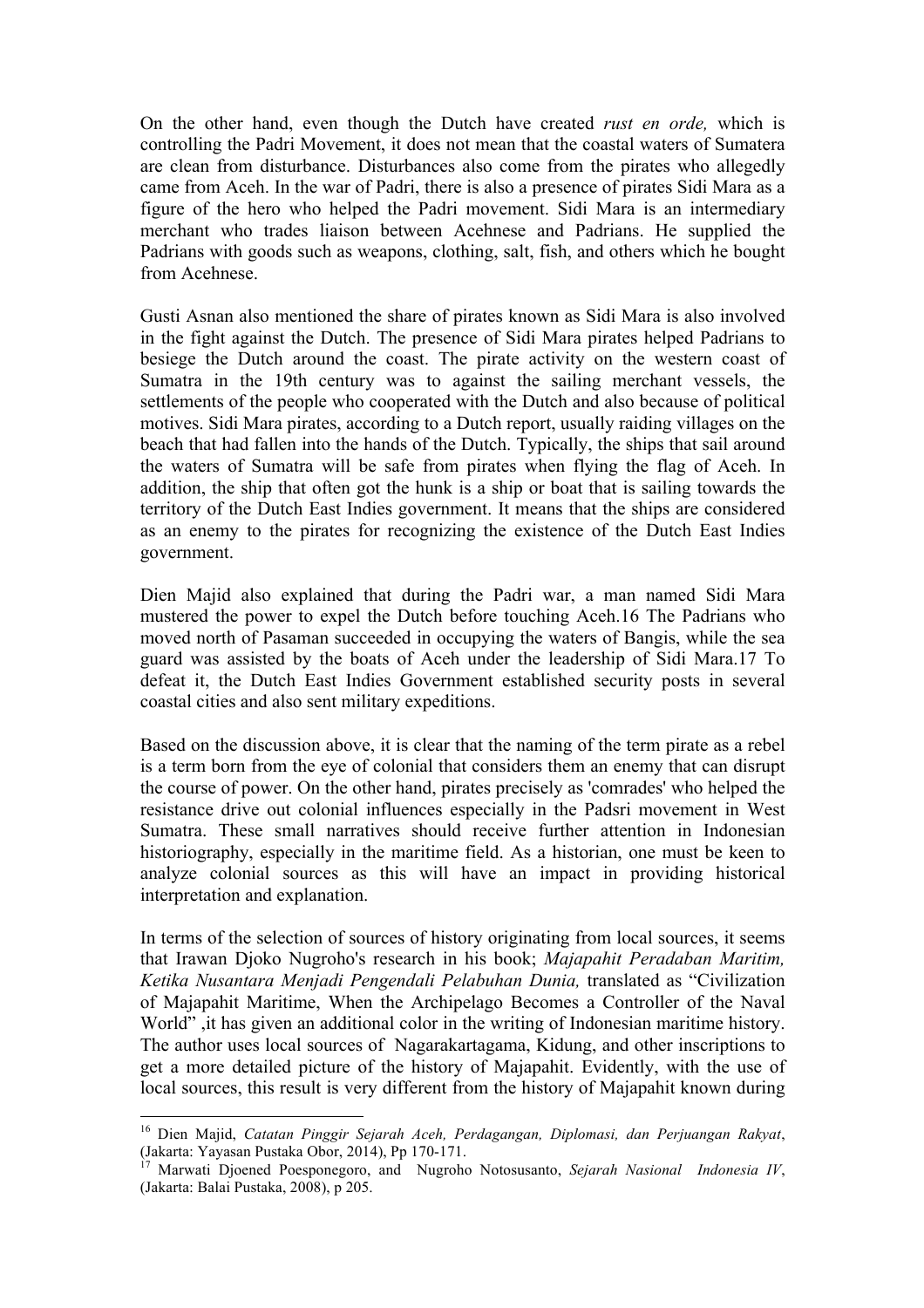On the other hand, even though the Dutch have created *rust en orde,* which is controlling the Padri Movement, it does not mean that the coastal waters of Sumatera are clean from disturbance. Disturbances also come from the pirates who allegedly came from Aceh. In the war of Padri, there is also a presence of pirates Sidi Mara as a figure of the hero who helped the Padri movement. Sidi Mara is an intermediary merchant who trades liaison between Acehnese and Padrians. He supplied the Padrians with goods such as weapons, clothing, salt, fish, and others which he bought from Acehnese.

Gusti Asnan also mentioned the share of pirates known as Sidi Mara is also involved in the fight against the Dutch. The presence of Sidi Mara pirates helped Padrians to besiege the Dutch around the coast. The pirate activity on the western coast of Sumatra in the 19th century was to against the sailing merchant vessels, the settlements of the people who cooperated with the Dutch and also because of political motives. Sidi Mara pirates, according to a Dutch report, usually raiding villages on the beach that had fallen into the hands of the Dutch. Typically, the ships that sail around the waters of Sumatra will be safe from pirates when flying the flag of Aceh. In addition, the ship that often got the hunk is a ship or boat that is sailing towards the territory of the Dutch East Indies government. It means that the ships are considered as an enemy to the pirates for recognizing the existence of the Dutch East Indies government.

Dien Majid also explained that during the Padri war, a man named Sidi Mara mustered the power to expel the Dutch before touching Aceh.[16] The Padrians who moved north of Pasaman succeeded in occupying the waters of Bangis, while the sea guard was assisted by the boats of Aceh under the leadership of Sidi Mara.[17] To defeat it, the Dutch East Indies Government established security posts in several coastal cities and also sent military expeditions.

Based on the discussion above, it is clear that the naming of the term pirate as a rebel is a term born from the eye of colonial that considers them an enemy that can disrupt the course of power. On the other hand, pirates precisely as 'comrades' who helped the resistance drive out colonial influences especially in the Padsri movement in West Sumatra. These small narratives should receive further attention in Indonesian historiography, especially in the maritime field. As a historian, one must be keen to analyze colonial sources as this will have an impact in providing historical interpretation and explanation.

In terms of the selection of sources of history originating from local sources, it seems that Irawan Djoko Nugroho's research in his book; *Majapahit Peradaban Maritim, Ketika Nusantara Menjadi Pengendali Pelabuhan Dunia,* translated as "Civilization of Majapahit Maritime, When the Archipelago Becomes a Controller of the Naval World" ,it has given an additional color in the writing of Indonesian maritime history. The author uses local sources of Nagarakartagama, Kidung, and other inscriptions to get a more detailed picture of the history of Majapahit. Evidently, with the use of local sources, this result is very different from the history of Majapahit known during

---

[16] Dien Majid, *Catatan Pinggir Sejarah Aceh, Perdagangan, Diplomasi, dan Perjuangan Rakyat*, (Jakarta: Yayasan Pustaka Obor, 2014), Pp 170-171.

[17] Marwati Djoened Poesponegoro, and Nugroho Notosusanto, *Sejarah Nasional Indonesia IV*, (Jakarta: Balai Pustaka, 2008), p 205.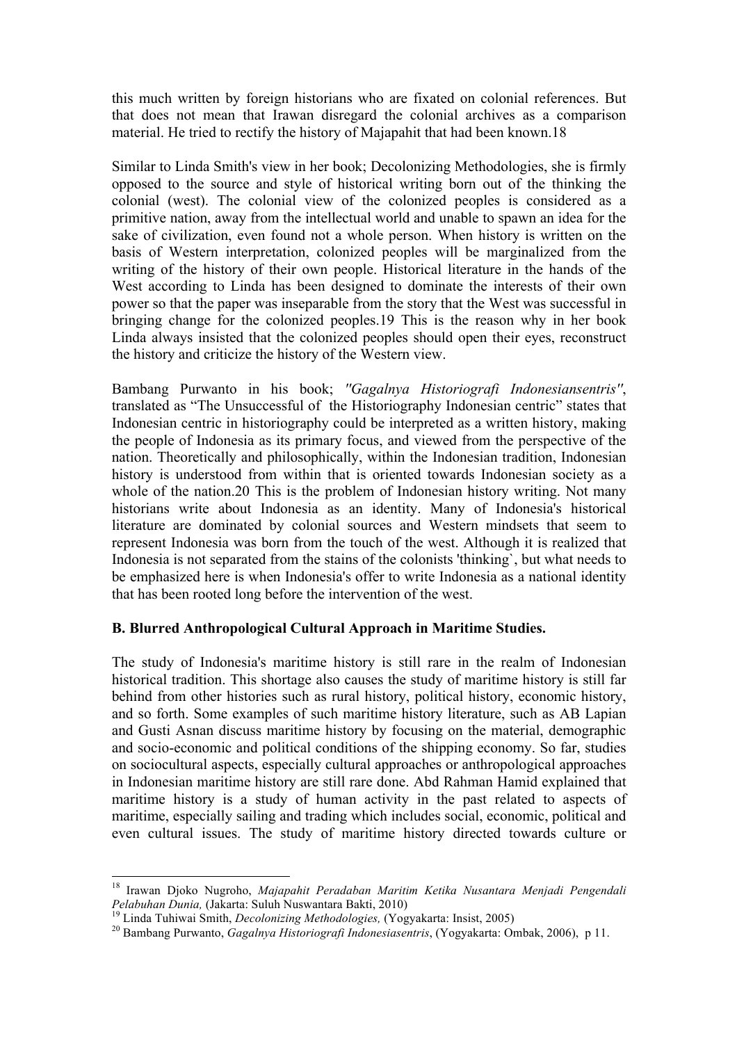this much written by foreign historians who are fixated on colonial references. But that does not mean that Irawan disregard the colonial archives as a comparison material. He tried to rectify the history of Majapahit that had been known.18

Similar to Linda Smith's view in her book; Decolonizing Methodologies, she is firmly opposed to the source and style of historical writing born out of the thinking the colonial (west). The colonial view of the colonized peoples is considered as a primitive nation, away from the intellectual world and unable to spawn an idea for the sake of civilization, even found not a whole person. When history is written on the basis of Western interpretation, colonized peoples will be marginalized from the writing of the history of their own people. Historical literature in the hands of the West according to Linda has been designed to dominate the interests of their own power so that the paper was inseparable from the story that the West was successful in bringing change for the colonized peoples.19 This is the reason why in her book Linda always insisted that the colonized peoples should open their eyes, reconstruct the history and criticize the history of the Western view.

Bambang Purwanto in his book; *"Gagalnya Historiografi Indonesiansentris"*, translated as "The Unsuccessful of the Historiography Indonesian centric" states that Indonesian centric in historiography could be interpreted as a written history, making the people of Indonesia as its primary focus, and viewed from the perspective of the nation. Theoretically and philosophically, within the Indonesian tradition, Indonesian history is understood from within that is oriented towards Indonesian society as a whole of the nation.20 This is the problem of Indonesian history writing. Not many historians write about Indonesia as an identity. Many of Indonesia's historical literature are dominated by colonial sources and Western mindsets that seem to represent Indonesia was born from the touch of the west. Although it is realized that Indonesia is not separated from the stains of the colonists 'thinking`, but what needs to be emphasized here is when Indonesia's offer to write Indonesia as a national identity that has been rooted long before the intervention of the west.

### B. Blurred Anthropological Cultural Approach in Maritime Studies.

The study of Indonesia's maritime history is still rare in the realm of Indonesian historical tradition. This shortage also causes the study of maritime history is still far behind from other histories such as rural history, political history, economic history, and so forth. Some examples of such maritime history literature, such as AB Lapian and Gusti Asnan discuss maritime history by focusing on the material, demographic and socio-economic and political conditions of the shipping economy. So far, studies on sociocultural aspects, especially cultural approaches or anthropological approaches in Indonesian maritime history are still rare done. Abd Rahman Hamid explained that maritime history is a study of human activity in the past related to aspects of maritime, especially sailing and trading which includes social, economic, political and even cultural issues. The study of maritime history directed towards culture or

---

[18] Irawan Djoko Nugroho, *Majapahit Peradaban Maritim Ketika Nusantara Menjadi Pengendali Pelabuhan Dunia,* (Jakarta: Suluh Nuswantara Bakti, 2010)

[19] Linda Tuhiwai Smith, *Decolonizing Methodologies,* (Yogyakarta: Insist, 2005)

[20] Bambang Purwanto, *Gagalnya Historiografi Indonesiasentris*, (Yogyakarta: Ombak, 2006), p 11.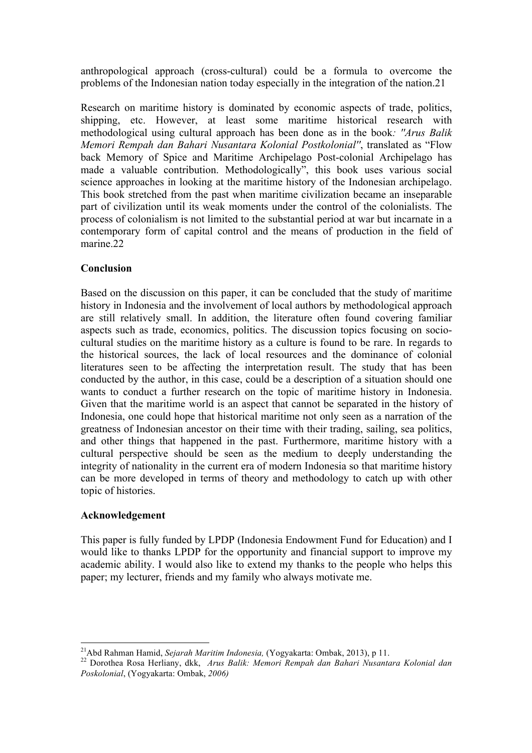anthropological approach (cross-cultural) could be a formula to overcome the problems of the Indonesian nation today especially in the integration of the nation.[21]

Research on maritime history is dominated by economic aspects of trade, politics, shipping, etc. However, at least some maritime historical research with methodological using cultural approach has been done as in the book*: "Arus Balik Memori Rempah dan Bahari Nusantara Kolonial Postkolonial"*, translated as "Flow back Memory of Spice and Maritime Archipelago Post-colonial Archipelago has made a valuable contribution. Methodologically", this book uses various social science approaches in looking at the maritime history of the Indonesian archipelago. This book stretched from the past when maritime civilization became an inseparable part of civilization until its weak moments under the control of the colonialists. The process of colonialism is not limited to the substantial period at war but incarnate in a contemporary form of capital control and the means of production in the field of marine.[22]

**Conclusion**

Based on the discussion on this paper, it can be concluded that the study of maritime history in Indonesia and the involvement of local authors by methodological approach are still relatively small. In addition, the literature often found covering familiar aspects such as trade, economics, politics. The discussion topics focusing on socio-cultural studies on the maritime history as a culture is found to be rare. In regards to the historical sources, the lack of local resources and the dominance of colonial literatures seen to be affecting the interpretation result. The study that has been conducted by the author, in this case, could be a description of a situation should one wants to conduct a further research on the topic of maritime history in Indonesia. Given that the maritime world is an aspect that cannot be separated in the history of Indonesia, one could hope that historical maritime not only seen as a narration of the greatness of Indonesian ancestor on their time with their trading, sailing, sea politics, and other things that happened in the past. Furthermore, maritime history with a cultural perspective should be seen as the medium to deeply understanding the integrity of nationality in the current era of modern Indonesia so that maritime history can be more developed in terms of theory and methodology to catch up with other topic of histories.

**Acknowledgement**

This paper is fully funded by LPDP (Indonesia Endowment Fund for Education) and I would like to thanks LPDP for the opportunity and financial support to improve my academic ability. I would also like to extend my thanks to the people who helps this paper; my lecturer, friends and my family who always motivate me.

---

[21] Abd Rahman Hamid, *Sejarah Maritim Indonesia,* (Yogyakarta: Ombak, 2013), p 11.

[22] Dorothea Rosa Herliany, dkk, *Arus Balik: Memori Rempah dan Bahari Nusantara Kolonial dan Poskolonial*, (Yogyakarta: Ombak, *2006)*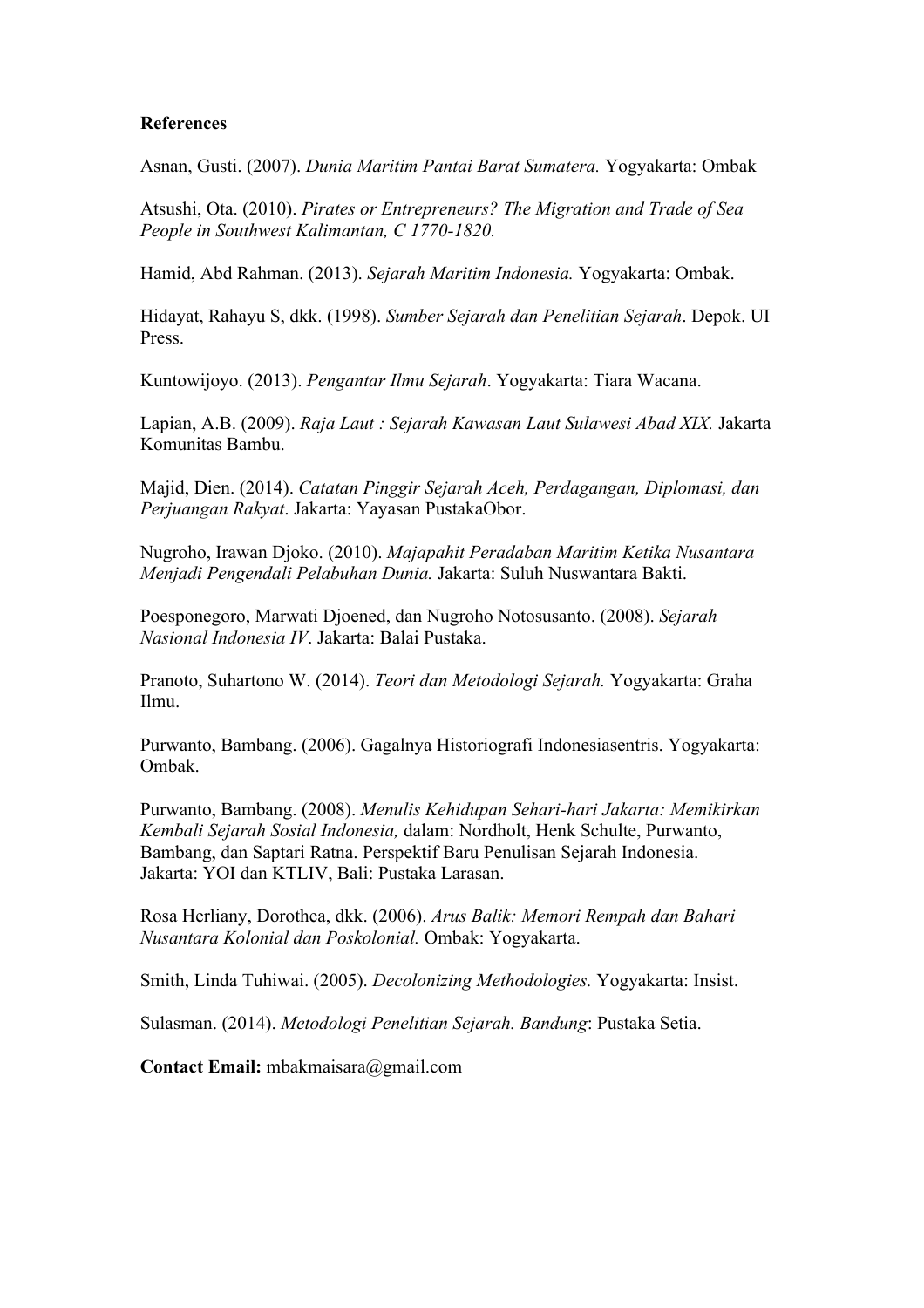**References**

Asnan, Gusti. (2007). *Dunia Maritim Pantai Barat Sumatera.* Yogyakarta: Ombak

Atsushi, Ota. (2010). *Pirates or Entrepreneurs? The Migration and Trade of Sea People in Southwest Kalimantan, C 1770-1820.*

Hamid, Abd Rahman. (2013). *Sejarah Maritim Indonesia.* Yogyakarta: Ombak.

Hidayat, Rahayu S, dkk. (1998). *Sumber Sejarah dan Penelitian Sejarah*. Depok. UI Press.

Kuntowijoyo. (2013). *Pengantar Ilmu Sejarah*. Yogyakarta: Tiara Wacana.

Lapian, A.B. (2009). *Raja Laut : Sejarah Kawasan Laut Sulawesi Abad XIX.* Jakarta Komunitas Bambu.

Majid, Dien. (2014). *Catatan Pinggir Sejarah Aceh, Perdagangan, Diplomasi, dan Perjuangan Rakyat*. Jakarta: Yayasan PustakaObor.

Nugroho, Irawan Djoko. (2010). *Majapahit Peradaban Maritim Ketika Nusantara Menjadi Pengendali Pelabuhan Dunia.* Jakarta: Suluh Nuswantara Bakti.

Poesponegoro, Marwati Djoened, dan Nugroho Notosusanto. (2008). *Sejarah Nasional Indonesia IV*. Jakarta: Balai Pustaka.

Pranoto, Suhartono W. (2014). *Teori dan Metodologi Sejarah.* Yogyakarta: Graha Ilmu.

Purwanto, Bambang. (2006). Gagalnya Historiografi Indonesiasentris. Yogyakarta: Ombak.

Purwanto, Bambang. (2008). *Menulis Kehidupan Sehari-hari Jakarta: Memikirkan Kembali Sejarah Sosial Indonesia,* dalam: Nordholt, Henk Schulte, Purwanto, Bambang, dan Saptari Ratna. Perspektif Baru Penulisan Sejarah Indonesia. Jakarta: YOI dan KTLIV, Bali: Pustaka Larasan.

Rosa Herliany, Dorothea, dkk. (2006). *Arus Balik: Memori Rempah dan Bahari Nusantara Kolonial dan Poskolonial.* Ombak: Yogyakarta.

Smith, Linda Tuhiwai. (2005). *Decolonizing Methodologies.* Yogyakarta: Insist.

Sulasman. (2014). *Metodologi Penelitian Sejarah. Bandung*: Pustaka Setia.

**Contact Email:** mbakmaisara@gmail.com